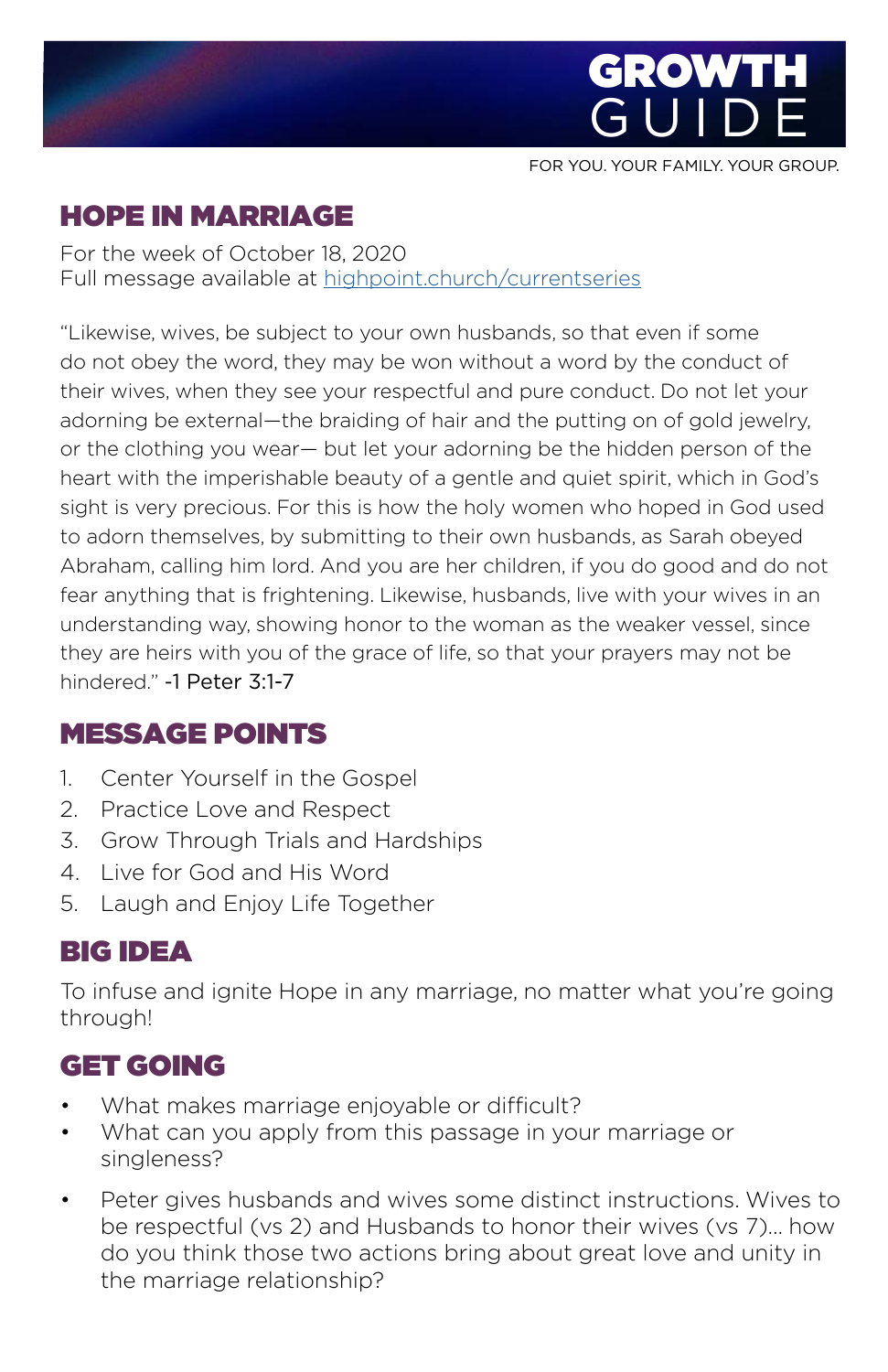# GROWTH GUIDE

FOR YOU. YOUR FAMILY. YOUR GROUP.

## HOPE IN MARRIAGE

For the week of October 18, 2020
Full message available at highpoint.church/currentseries

"Likewise, wives, be subject to your own husbands, so that even if some do not obey the word, they may be won without a word by the conduct of their wives, when they see your respectful and pure conduct. Do not let your adorning be external—the braiding of hair and the putting on of gold jewelry, or the clothing you wear— but let your adorning be the hidden person of the heart with the imperishable beauty of a gentle and quiet spirit, which in God's sight is very precious. For this is how the holy women who hoped in God used to adorn themselves, by submitting to their own husbands, as Sarah obeyed Abraham, calling him lord. And you are her children, if you do good and do not fear anything that is frightening. Likewise, husbands, live with your wives in an understanding way, showing honor to the woman as the weaker vessel, since they are heirs with you of the grace of life, so that your prayers may not be hindered." -1 Peter 3:1-7

## MESSAGE POINTS

1. Center Yourself in the Gospel
2. Practice Love and Respect
3. Grow Through Trials and Hardships
4. Live for God and His Word
5. Laugh and Enjoy Life Together

## BIG IDEA

To infuse and ignite Hope in any marriage, no matter what you're going through!

## GET GOING

- What makes marriage enjoyable or difficult?
- What can you apply from this passage in your marriage or singleness?
- Peter gives husbands and wives some distinct instructions. Wives to be respectful (vs 2) and Husbands to honor their wives (vs 7)... how do you think those two actions bring about great love and unity in the marriage relationship?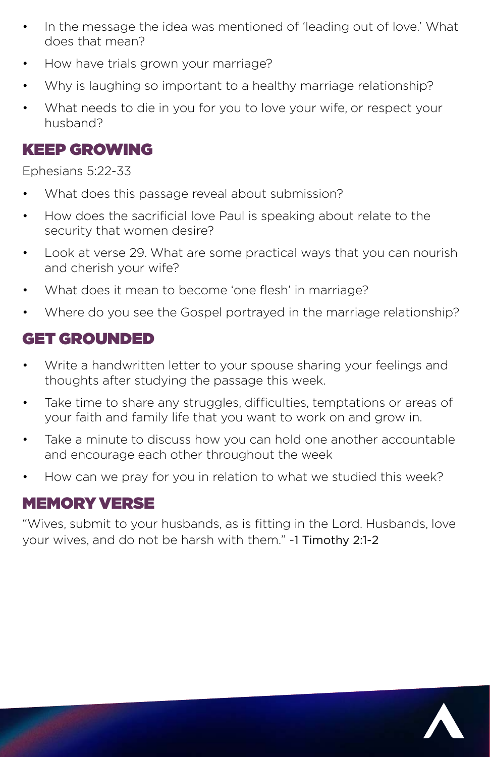- In the message the idea was mentioned of 'leading out of love.' What does that mean?
- How have trials grown your marriage?
- Why is laughing so important to a healthy marriage relationship?
- What needs to die in you for you to love your wife, or respect your husband?

## KEEP GROWING

Ephesians 5:22-33

- What does this passage reveal about submission?
- How does the sacrificial love Paul is speaking about relate to the security that women desire?
- Look at verse 29. What are some practical ways that you can nourish and cherish your wife?
- What does it mean to become 'one flesh' in marriage?
- Where do you see the Gospel portrayed in the marriage relationship?

## GET GROUNDED

- Write a handwritten letter to your spouse sharing your feelings and thoughts after studying the passage this week.
- Take time to share any struggles, difficulties, temptations or areas of your faith and family life that you want to work on and grow in.
- Take a minute to discuss how you can hold one another accountable and encourage each other throughout the week
- How can we pray for you in relation to what we studied this week?

## MEMORY VERSE

"Wives, submit to your husbands, as is fitting in the Lord. Husbands, love your wives, and do not be harsh with them." -1 Timothy 2:1-2